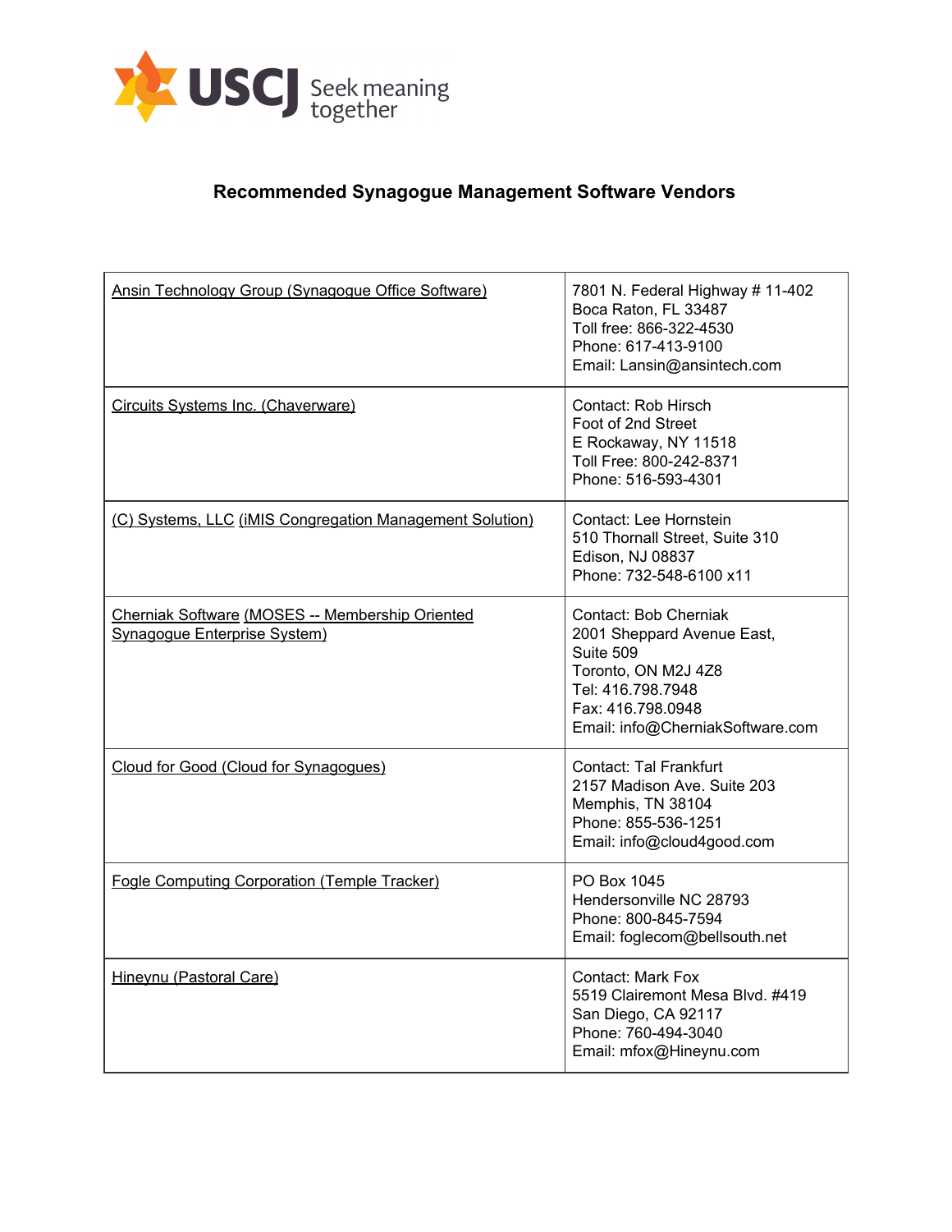USCJ Seek meaning together

# Recommended Synagogue Management Software Vendors

| | |
|---|---|
| Ansin Technology Group (Synagogue Office Software) | 7801 N. Federal Highway # 11-402<br>Boca Raton, FL 33487<br>Toll free: 866-322-4530<br>Phone: 617-413-9100<br>Email: Lansin@ansintech.com |
| Circuits Systems Inc. (Chaverware) | Contact: Rob Hirsch<br>Foot of 2nd Street<br>E Rockaway, NY 11518<br>Toll Free: 800-242-8371<br>Phone: 516-593-4301 |
| (C) Systems, LLC (iMIS Congregation Management Solution) | Contact: Lee Hornstein<br>510 Thornall Street, Suite 310<br>Edison, NJ 08837<br>Phone: 732-548-6100 x11 |
| Cherniak Software (MOSES -- Membership Oriented Synagogue Enterprise System) | Contact: Bob Cherniak<br>2001 Sheppard Avenue East,<br>Suite 509<br>Toronto, ON M2J 4Z8<br>Tel: 416.798.7948<br>Fax: 416.798.0948<br>Email: info@CherniakSoftware.com |
| Cloud for Good (Cloud for Synagogues) | Contact: Tal Frankfurt<br>2157 Madison Ave. Suite 203<br>Memphis, TN 38104<br>Phone: 855-536-1251<br>Email: info@cloud4good.com |
| Fogle Computing Corporation (Temple Tracker) | PO Box 1045<br>Hendersonville NC 28793<br>Phone: 800-845-7594<br>Email: foglecom@bellsouth.net |
| Hineynu (Pastoral Care) | Contact: Mark Fox<br>5519 Clairemont Mesa Blvd. #419<br>San Diego, CA 92117<br>Phone: 760-494-3040<br>Email: mfox@Hineynu.com |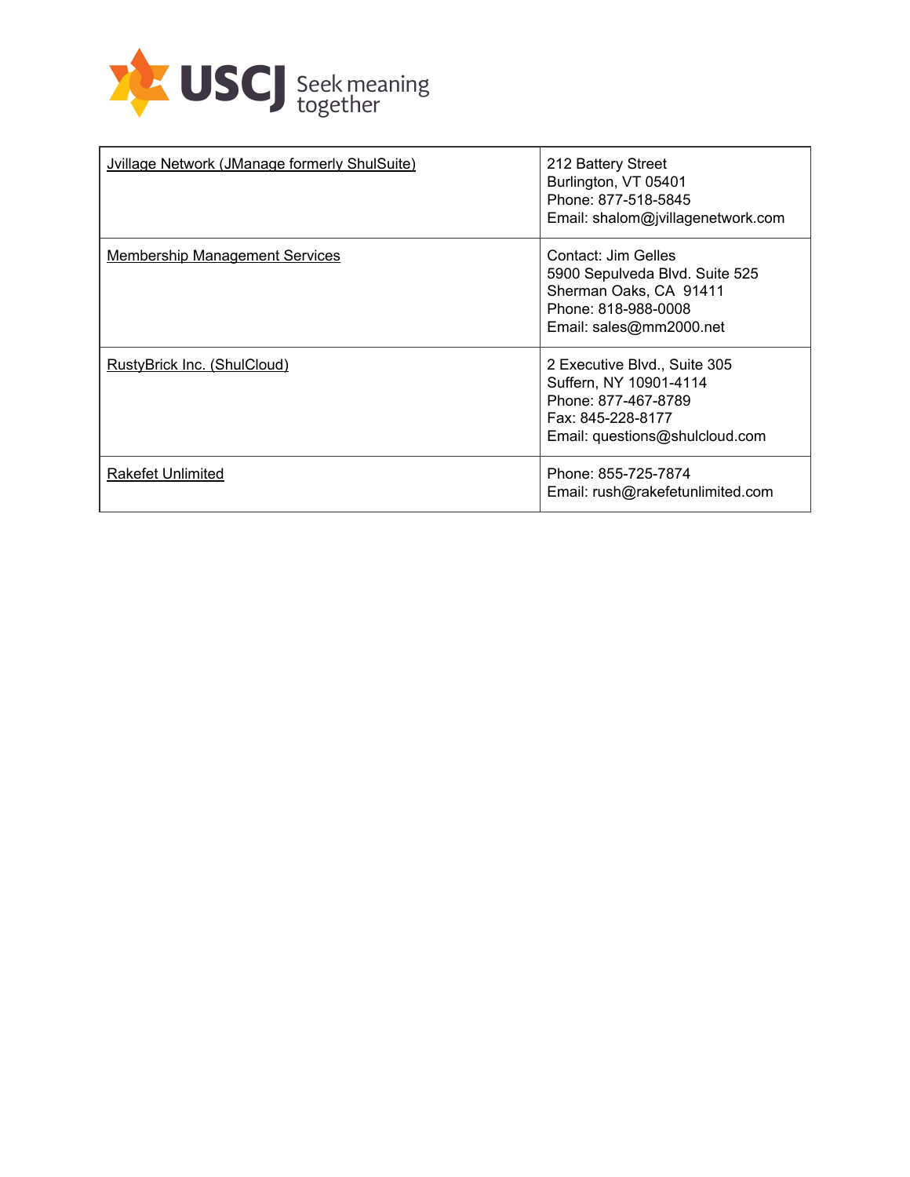| | |
|---|---|
| Jvillage Network (JManage formerly ShulSuite) | 212 Battery Street<br>Burlington, VT 05401<br>Phone: 877-518-5845<br>Email: shalom@jvillagenetwork.com |
| Membership Management Services | Contact: Jim Gelles<br>5900 Sepulveda Blvd. Suite 525<br>Sherman Oaks, CA 91411<br>Phone: 818-988-0008<br>Email: sales@mm2000.net |
| RustyBrick Inc. (ShulCloud) | 2 Executive Blvd., Suite 305<br>Suffern, NY 10901-4114<br>Phone: 877-467-8789<br>Fax: 845-228-8177<br>Email: questions@shulcloud.com |
| Rakefet Unlimited | Phone: 855-725-7874<br>Email: rush@rakefetunlimited.com |